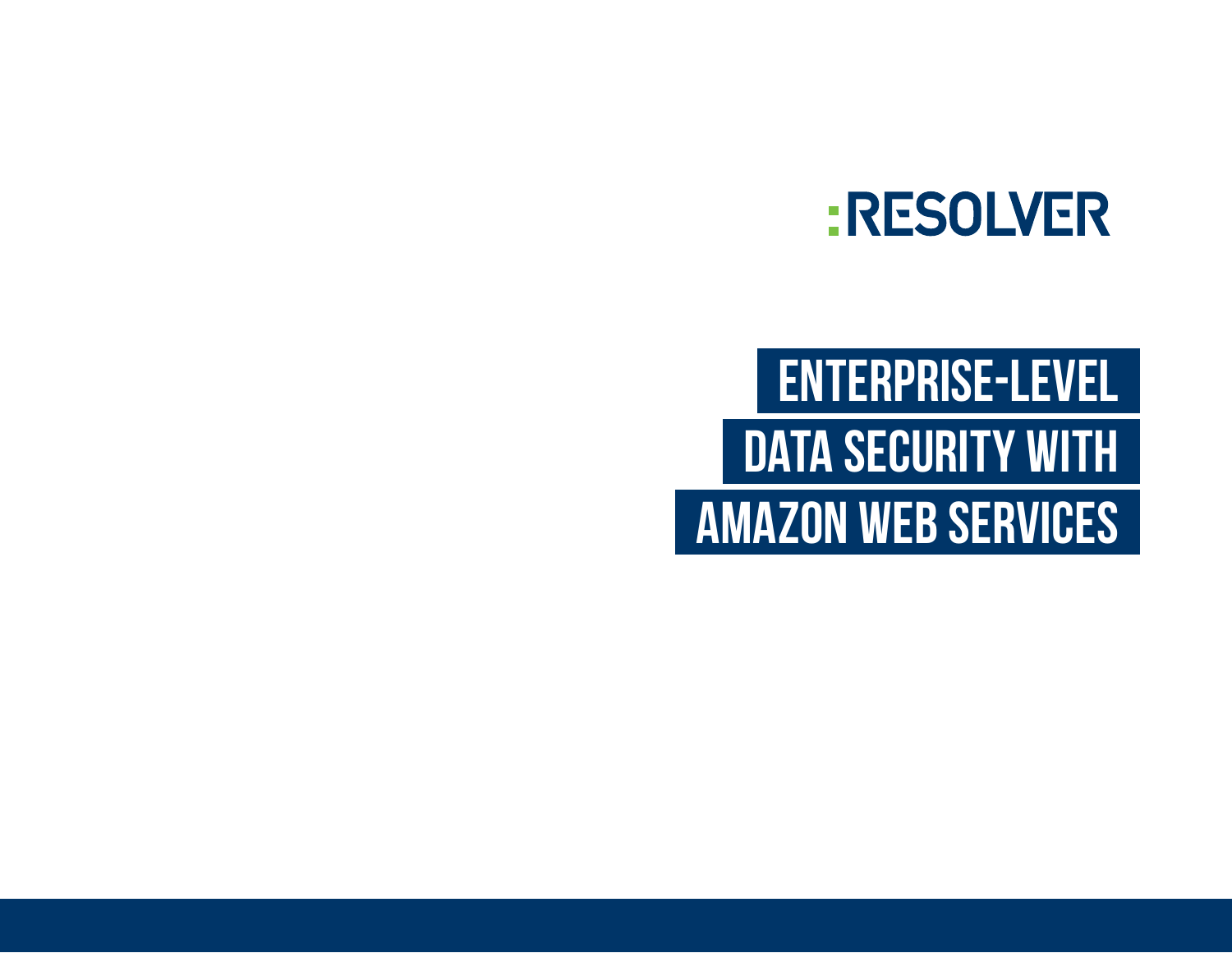:RESOLVER

# ENTERPRISE-LEVEL DATA SECURITY WITH AMAZON WEB SERVICES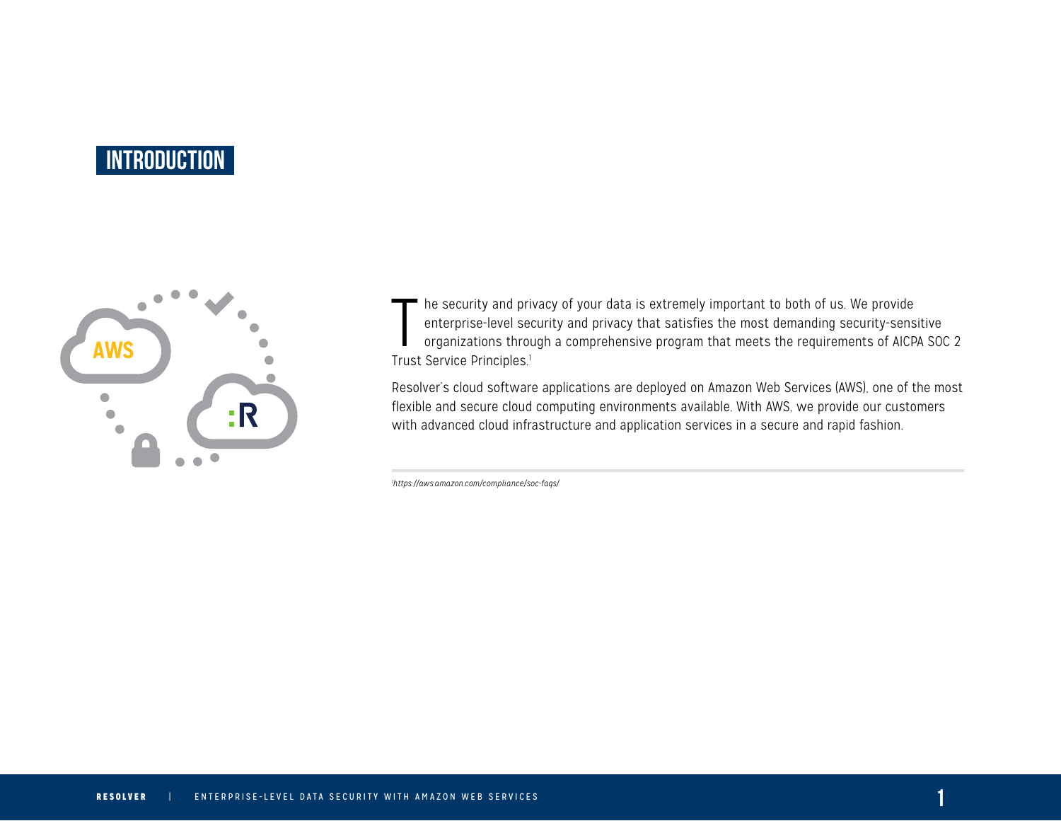# INTRODUCTION

The security and privacy of your data is extremely important to both of us. We provide enterprise-level security and privacy that satisfies the most demanding security-sensitive organizations through a comprehensive program that meets the requirements of AICPA SOC 2 Trust Service Principles.[1]

Resolver's cloud software applications are deployed on Amazon Web Services (AWS), one of the most flexible and secure cloud computing environments available. With AWS, we provide our customers with advanced cloud infrastructure and application services in a secure and rapid fashion.

---

[1] *https://aws.amazon.com/compliance/soc-faqs/*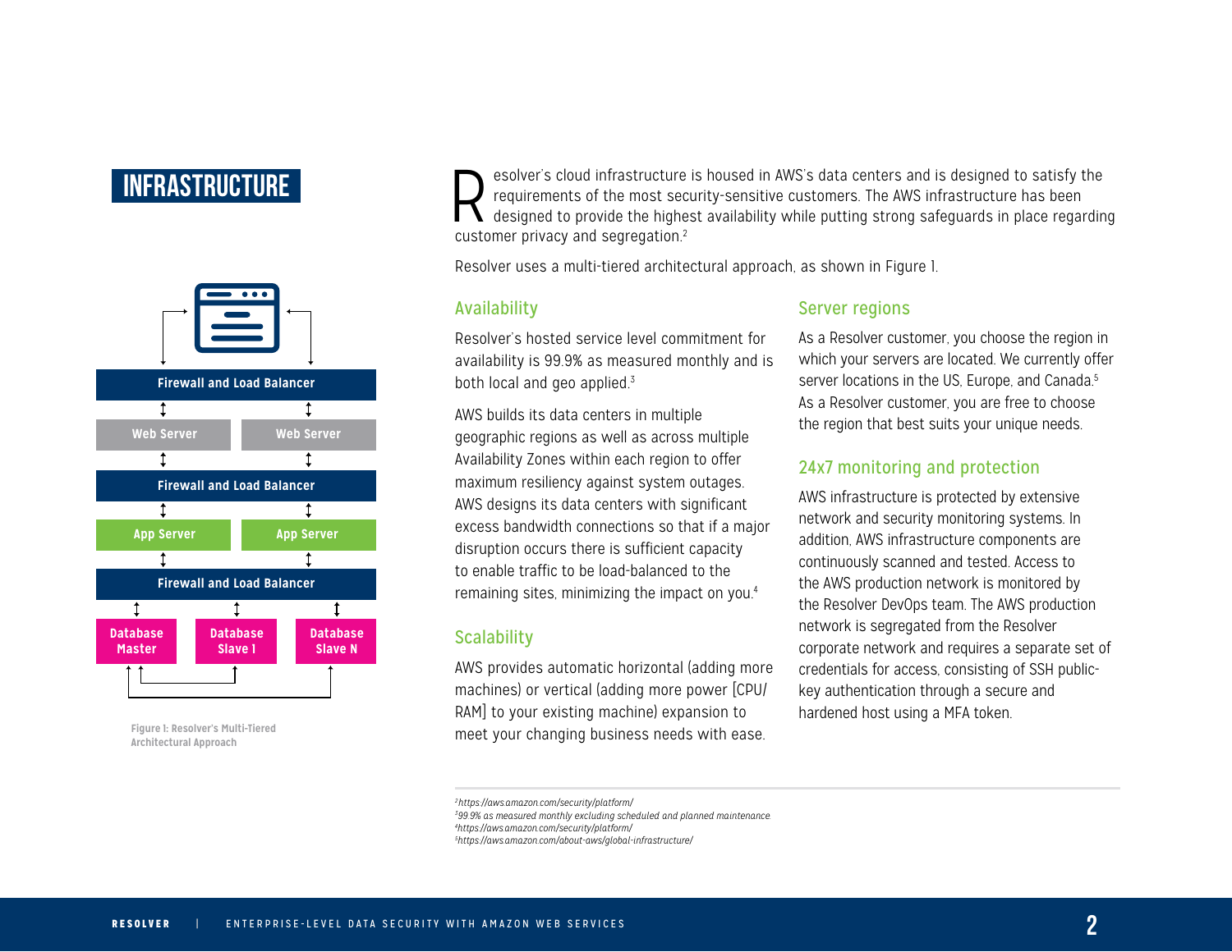# INFRASTRUCTURE

Firewall and Load Balancer

Web Server | Web Server

Firewall and Load Balancer

App Server | App Server

Firewall and Load Balancer

Database Master | Database Slave I | Database Slave N

Figure 1: Resolver's Multi-Tiered Architectural Approach

Resolver's cloud infrastructure is housed in AWS's data centers and is designed to satisfy the requirements of the most security-sensitive customers. The AWS infrastructure has been designed to provide the highest availability while putting strong safeguards in place regarding customer privacy and segregation.[2]

Resolver uses a multi-tiered architectural approach, as shown in Figure 1.

## Availability

Resolver's hosted service level commitment for availability is 99.9% as measured monthly and is both local and geo applied.[3]

AWS builds its data centers in multiple geographic regions as well as across multiple Availability Zones within each region to offer maximum resiliency against system outages. AWS designs its data centers with significant excess bandwidth connections so that if a major disruption occurs there is sufficient capacity to enable traffic to be load-balanced to the remaining sites, minimizing the impact on you.[4]

## Scalability

AWS provides automatic horizontal (adding more machines) or vertical (adding more power [CPU/RAM] to your existing machine) expansion to meet your changing business needs with ease.

## Server regions

As a Resolver customer, you choose the region in which your servers are located. We currently offer server locations in the US, Europe, and Canada.[5] As a Resolver customer, you are free to choose the region that best suits your unique needs.

## 24x7 monitoring and protection

AWS infrastructure is protected by extensive network and security monitoring systems. In addition, AWS infrastructure components are continuously scanned and tested. Access to the AWS production network is monitored by the Resolver DevOps team. The AWS production network is segregated from the Resolver corporate network and requires a separate set of credentials for access, consisting of SSH public-key authentication through a secure and hardened host using a MFA token.

---

[2] *https://aws.amazon.com/security/platform/*
[3] *99.9% as measured monthly excluding scheduled and planned maintenance.*
[4] *https://aws.amazon.com/security/platform/*
[5] *https://aws.amazon.com/about-aws/global-infrastructure/*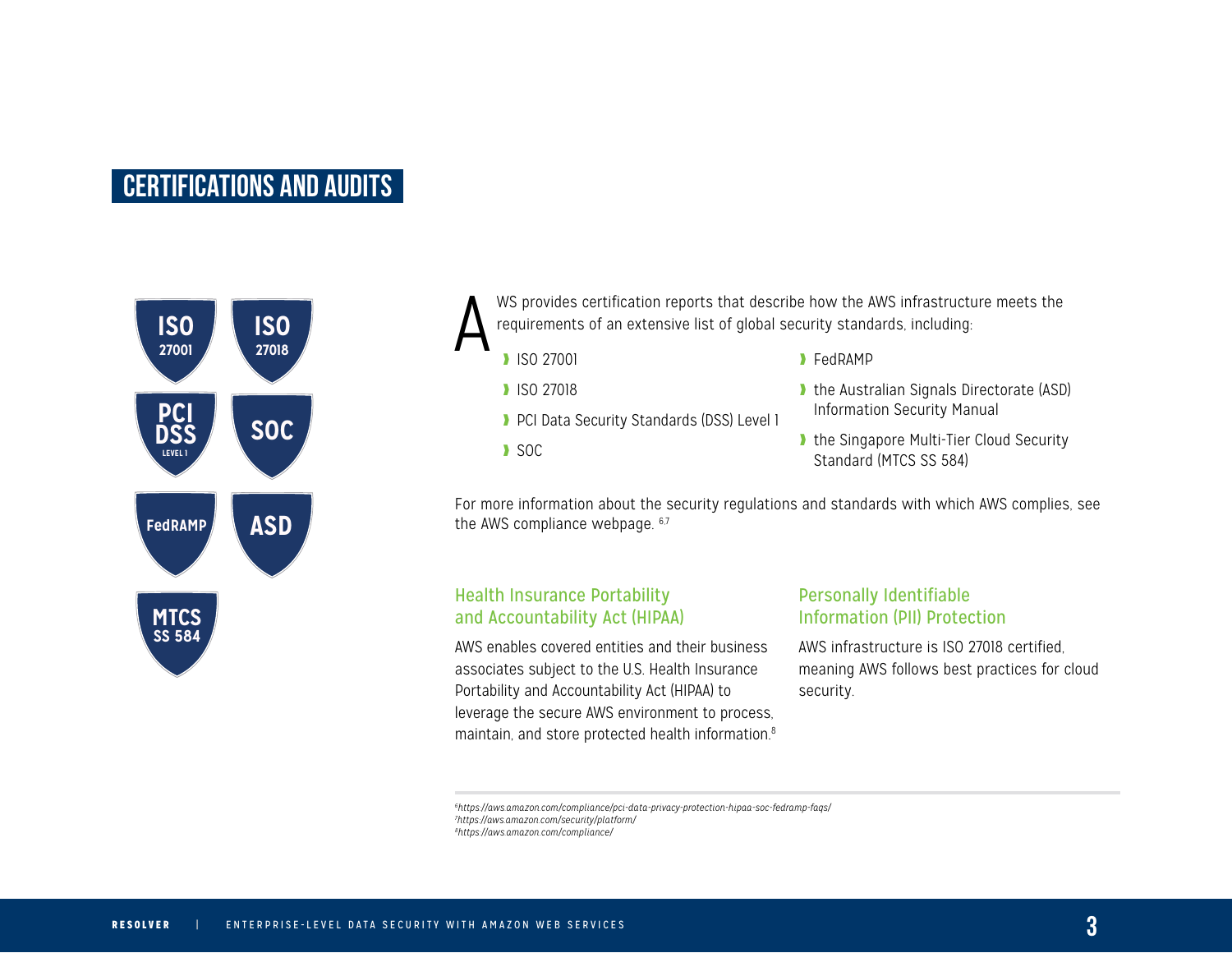## CERTIFICATIONS AND AUDITS

AWS provides certification reports that describe how the AWS infrastructure meets the requirements of an extensive list of global security standards, including:

- ISO 27001
- ISO 27018
- PCI Data Security Standards (DSS) Level 1
- SOC
- FedRAMP
- the Australian Signals Directorate (ASD) Information Security Manual
- the Singapore Multi-Tier Cloud Security Standard (MTCS SS 584)

For more information about the security regulations and standards with which AWS complies, see the AWS compliance webpage. [6,7]

### Health Insurance Portability and Accountability Act (HIPAA)

AWS enables covered entities and their business associates subject to the U.S. Health Insurance Portability and Accountability Act (HIPAA) to leverage the secure AWS environment to process, maintain, and store protected health information.[8]

### Personally Identifiable Information (PII) Protection

AWS infrastructure is ISO 27018 certified, meaning AWS follows best practices for cloud security.

---

[6] *https://aws.amazon.com/compliance/pci-data-privacy-protection-hipaa-soc-fedramp-faqs/*
[7] *https://aws.amazon.com/security/platform/*
[8] *https://aws.amazon.com/compliance/*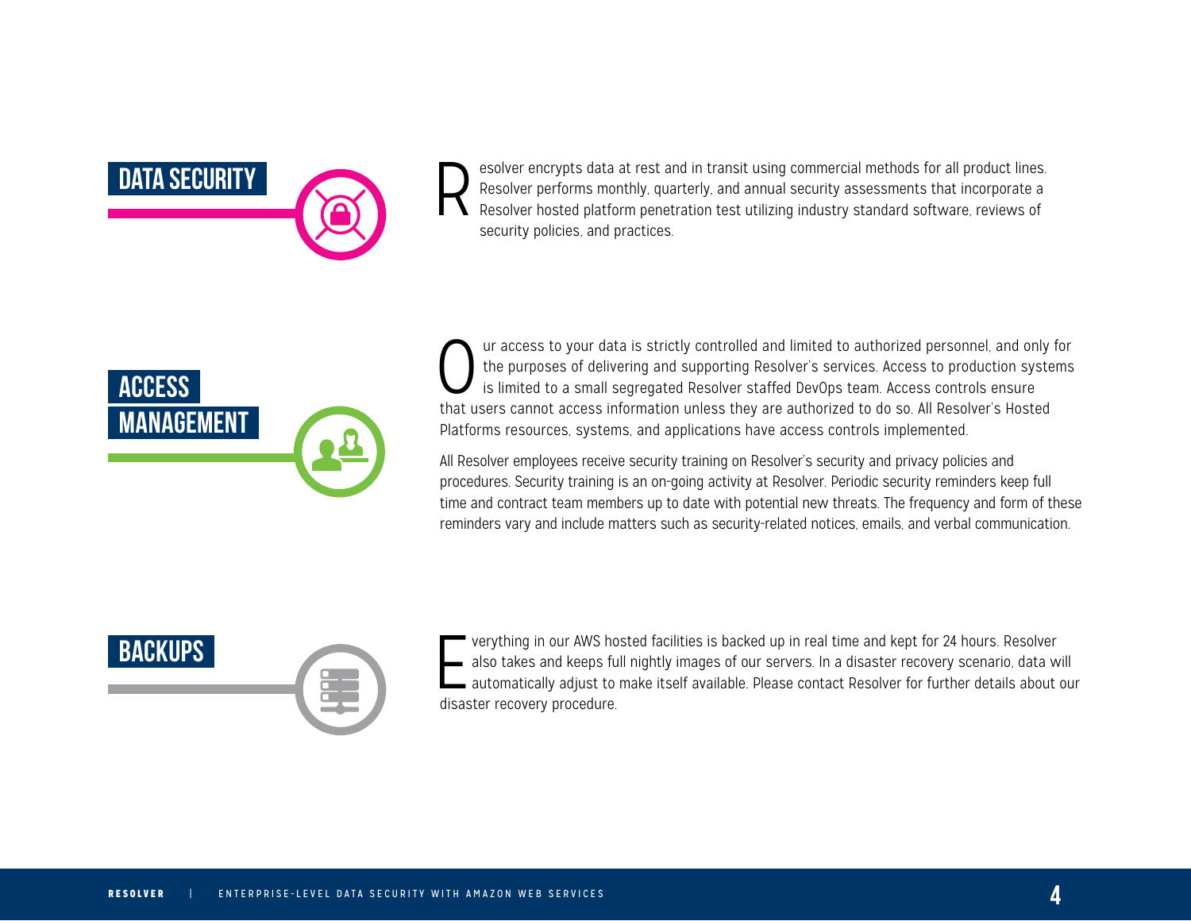## DATA SECURITY

Resolver encrypts data at rest and in transit using commercial methods for all product lines. Resolver performs monthly, quarterly, and annual security assessments that incorporate a Resolver hosted platform penetration test utilizing industry standard software, reviews of security policies, and practices.

## ACCESS MANAGEMENT

Our access to your data is strictly controlled and limited to authorized personnel, and only for the purposes of delivering and supporting Resolver's services. Access to production systems is limited to a small segregated Resolver staffed DevOps team. Access controls ensure that users cannot access information unless they are authorized to do so. All Resolver's Hosted Platforms resources, systems, and applications have access controls implemented.

All Resolver employees receive security training on Resolver's security and privacy policies and procedures. Security training is an on-going activity at Resolver. Periodic security reminders keep full time and contract team members up to date with potential new threats. The frequency and form of these reminders vary and include matters such as security-related notices, emails, and verbal communication.

## BACKUPS

Everything in our AWS hosted facilities is backed up in real time and kept for 24 hours. Resolver also takes and keeps full nightly images of our servers. In a disaster recovery scenario, data will automatically adjust to make itself available. Please contact Resolver for further details about our disaster recovery procedure.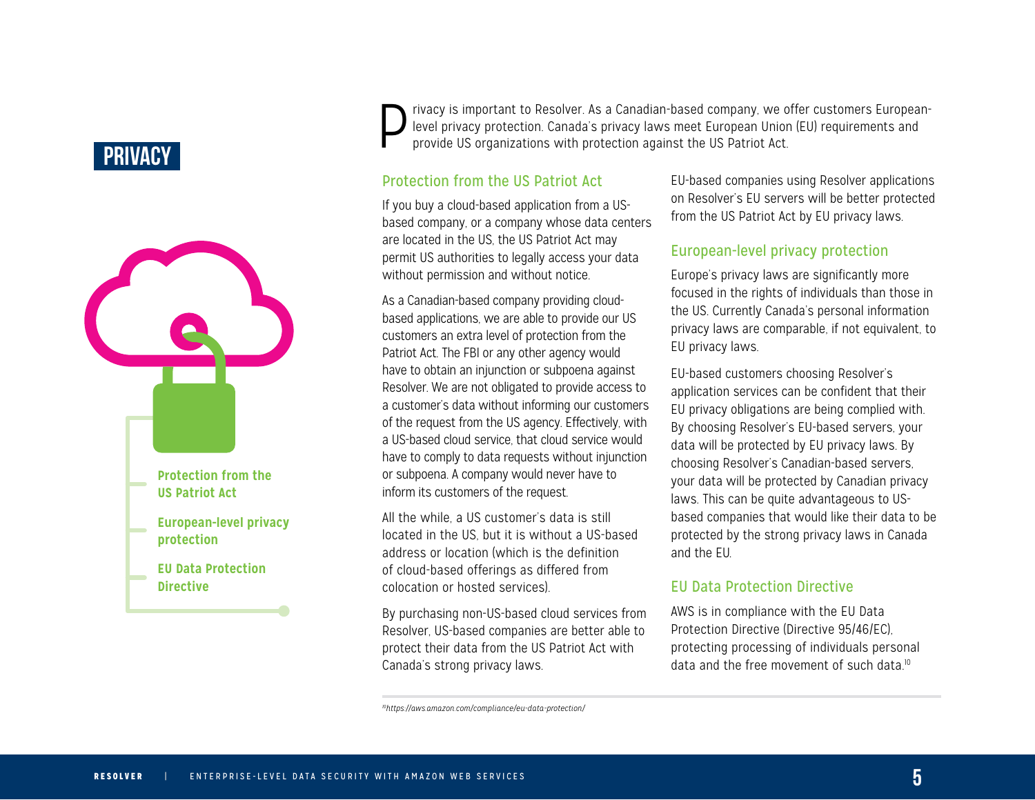# PRIVACY

- Protection from the US Patriot Act
- European-level privacy protection
- EU Data Protection Directive

Privacy is important to Resolver. As a Canadian-based company, we offer customers European-level privacy protection. Canada's privacy laws meet European Union (EU) requirements and provide US organizations with protection against the US Patriot Act.

## Protection from the US Patriot Act

If you buy a cloud-based application from a US-based company, or a company whose data centers are located in the US, the US Patriot Act may permit US authorities to legally access your data without permission and without notice.

As a Canadian-based company providing cloud-based applications, we are able to provide our US customers an extra level of protection from the Patriot Act. The FBI or any other agency would have to obtain an injunction or subpoena against Resolver. We are not obligated to provide access to a customer's data without informing our customers of the request from the US agency. Effectively, with a US-based cloud service, that cloud service would have to comply to data requests without injunction or subpoena. A company would never have to inform its customers of the request.

All the while, a US customer's data is still located in the US, but it is without a US-based address or location (which is the definition of cloud-based offerings as differed from colocation or hosted services).

By purchasing non-US-based cloud services from Resolver, US-based companies are better able to protect their data from the US Patriot Act with Canada's strong privacy laws.

EU-based companies using Resolver applications on Resolver's EU servers will be better protected from the US Patriot Act by EU privacy laws.

## European-level privacy protection

Europe's privacy laws are significantly more focused in the rights of individuals than those in the US. Currently Canada's personal information privacy laws are comparable, if not equivalent, to EU privacy laws.

EU-based customers choosing Resolver's application services can be confident that their EU privacy obligations are being complied with. By choosing Resolver's EU-based servers, your data will be protected by EU privacy laws. By choosing Resolver's Canadian-based servers, your data will be protected by Canadian privacy laws. This can be quite advantageous to US-based companies that would like their data to be protected by the strong privacy laws in Canada and the EU.

## EU Data Protection Directive

AWS is in compliance with the EU Data Protection Directive (Directive 95/46/EC), protecting processing of individuals personal data and the free movement of such data.[10]

---

[10] *https://aws.amazon.com/compliance/eu-data-protection/*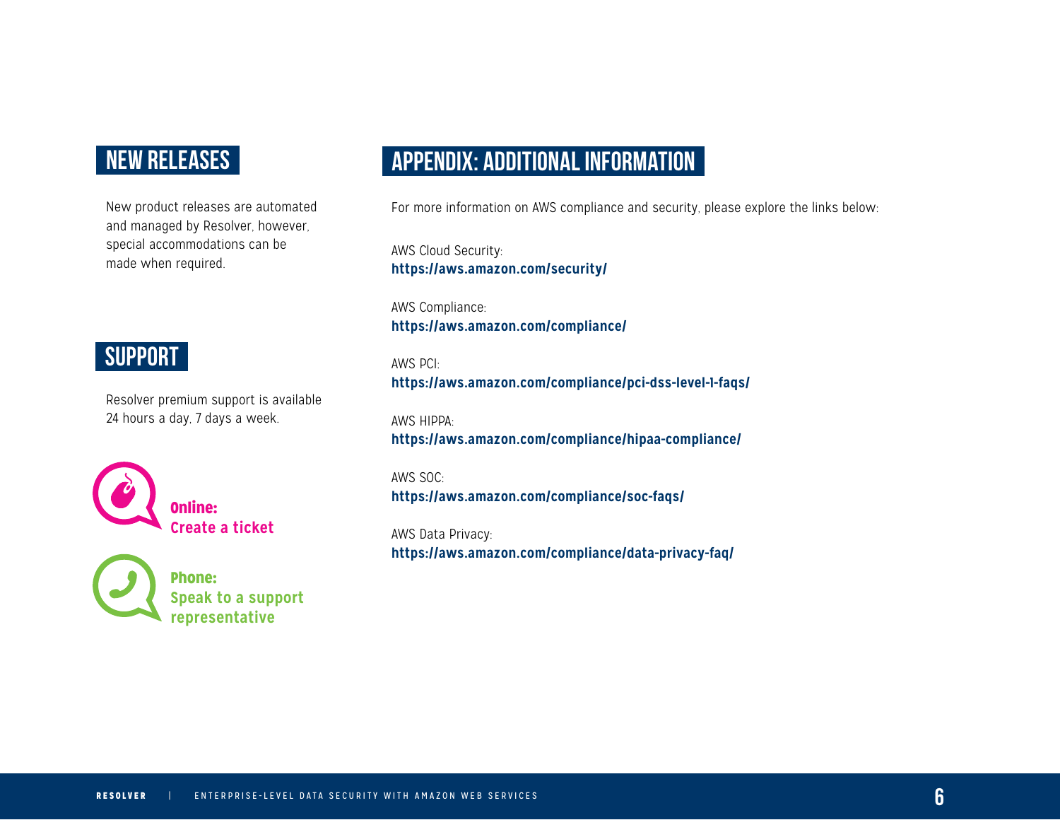## NEW RELEASES

New product releases are automated and managed by Resolver, however, special accommodations can be made when required.

## SUPPORT

Resolver premium support is available 24 hours a day, 7 days a week.

**Online:**
**Create a ticket**

**Phone:**
**Speak to a support representative**

## APPENDIX: ADDITIONAL INFORMATION

For more information on AWS compliance and security, please explore the links below:

AWS Cloud Security:
**https://aws.amazon.com/security/**

AWS Compliance:
**https://aws.amazon.com/compliance/**

AWS PCI:
**https://aws.amazon.com/compliance/pci-dss-level-1-faqs/**

AWS HIPPA:
**https://aws.amazon.com/compliance/hipaa-compliance/**

AWS SOC:
**https://aws.amazon.com/compliance/soc-faqs/**

AWS Data Privacy:
**https://aws.amazon.com/compliance/data-privacy-faq/**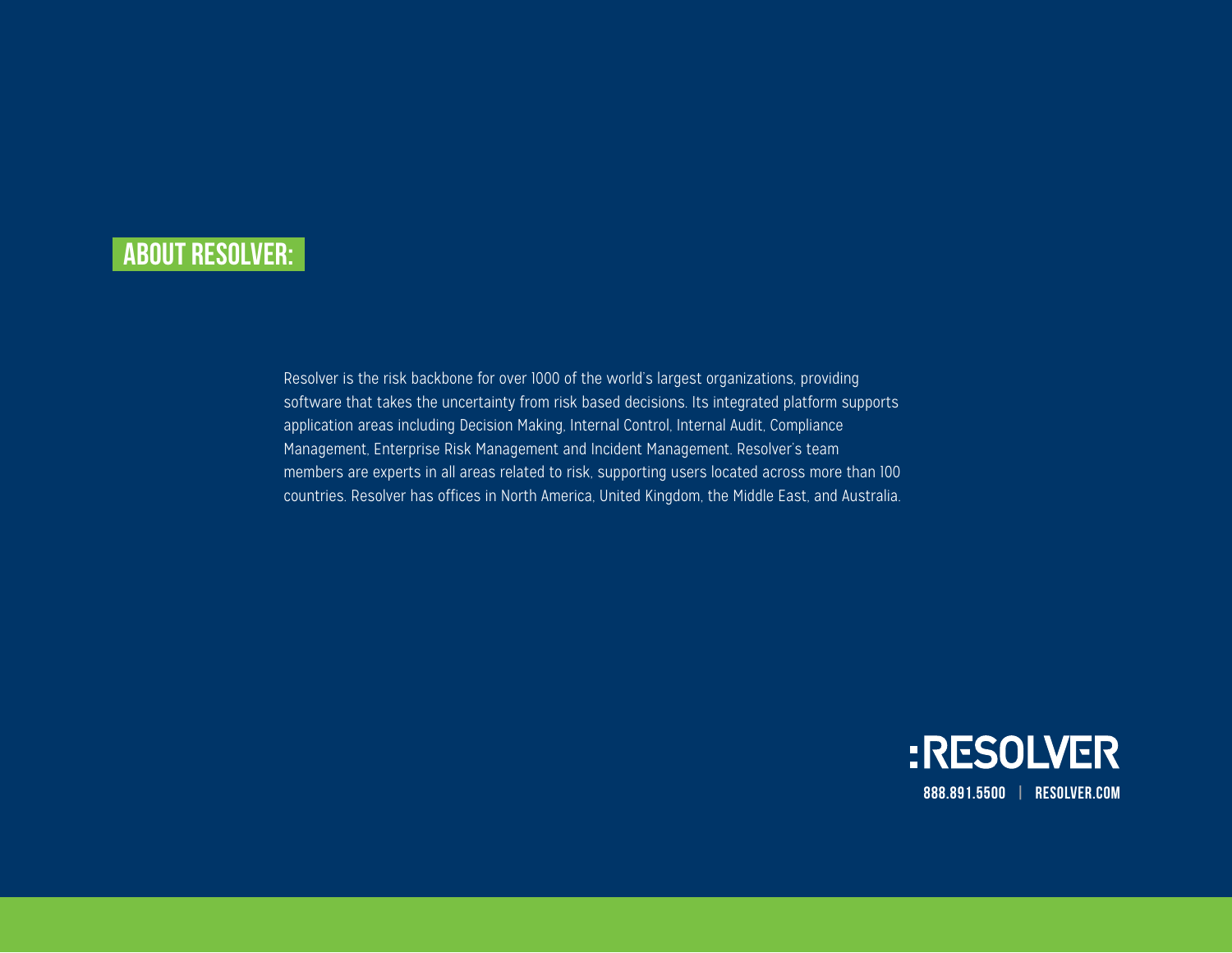## ABOUT RESOLVER:

Resolver is the risk backbone for over 1000 of the world's largest organizations, providing software that takes the uncertainty from risk based decisions. Its integrated platform supports application areas including Decision Making, Internal Control, Internal Audit, Compliance Management, Enterprise Risk Management and Incident Management. Resolver's team members are experts in all areas related to risk, supporting users located across more than 100 countries. Resolver has offices in North America, United Kingdom, the Middle East, and Australia.

:RESOLVER

888.891.5500 | RESOLVER.COM